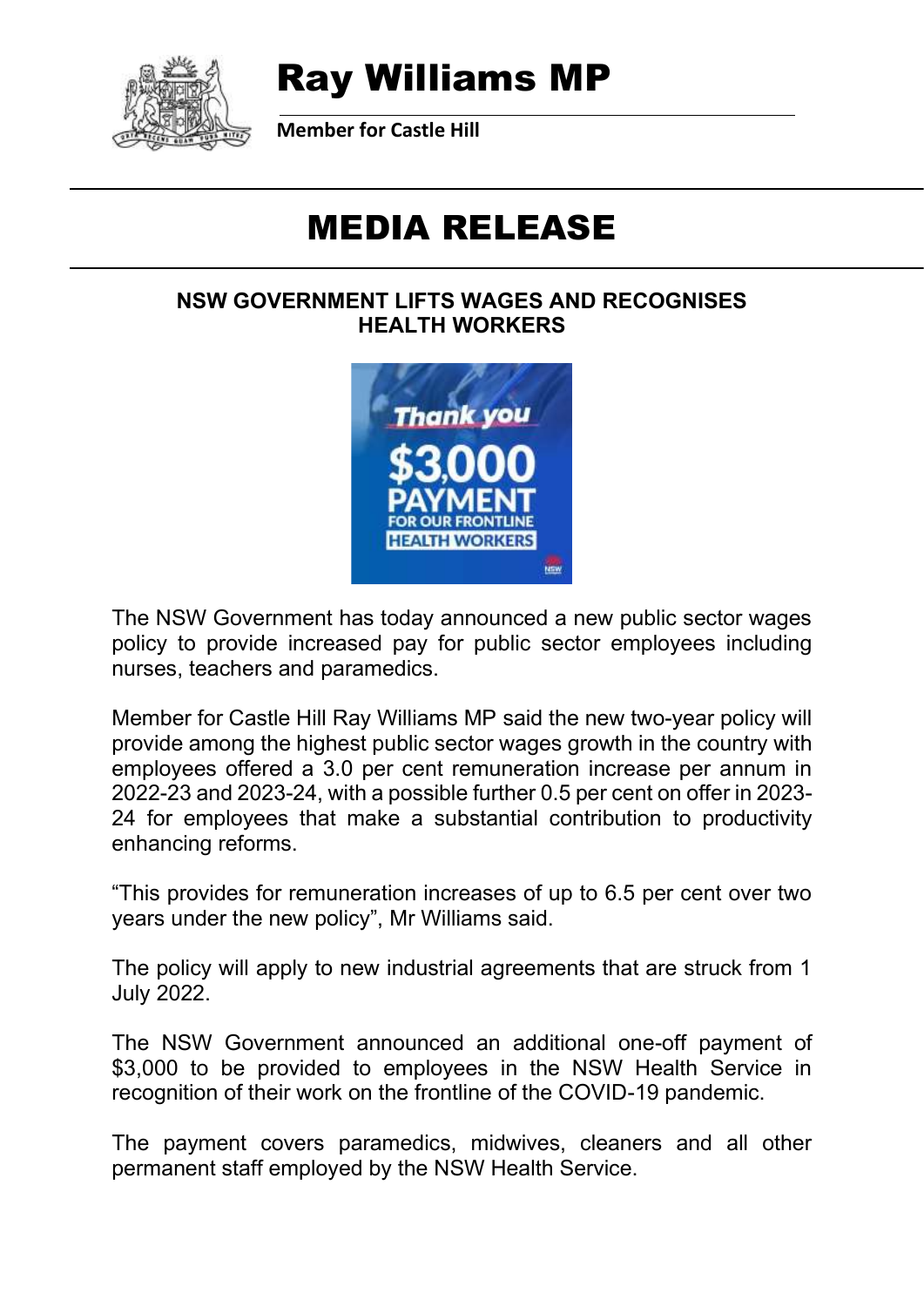# Ray Williams MP

**Member for Castle Hill**

# MEDIA RELEASE

### NSW GOVERNMENT LIFTS WAGES AND RECOGNISES HEALTH WORKERS

The NSW Government has today announced a new public sector wages policy to provide increased pay for public sector employees including nurses, teachers and paramedics.

Member for Castle Hill Ray Williams MP said the new two-year policy will provide among the highest public sector wages growth in the country with employees offered a 3.0 per cent remuneration increase per annum in 2022-23 and 2023-24, with a possible further 0.5 per cent on offer in 2023-24 for employees that make a substantial contribution to productivity enhancing reforms.

"This provides for remuneration increases of up to 6.5 per cent over two years under the new policy", Mr Williams said.

The policy will apply to new industrial agreements that are struck from 1 July 2022.

The NSW Government announced an additional one-off payment of $3,000 to be provided to employees in the NSW Health Service in recognition of their work on the frontline of the COVID-19 pandemic.

The payment covers paramedics, midwives, cleaners and all other permanent staff employed by the NSW Health Service.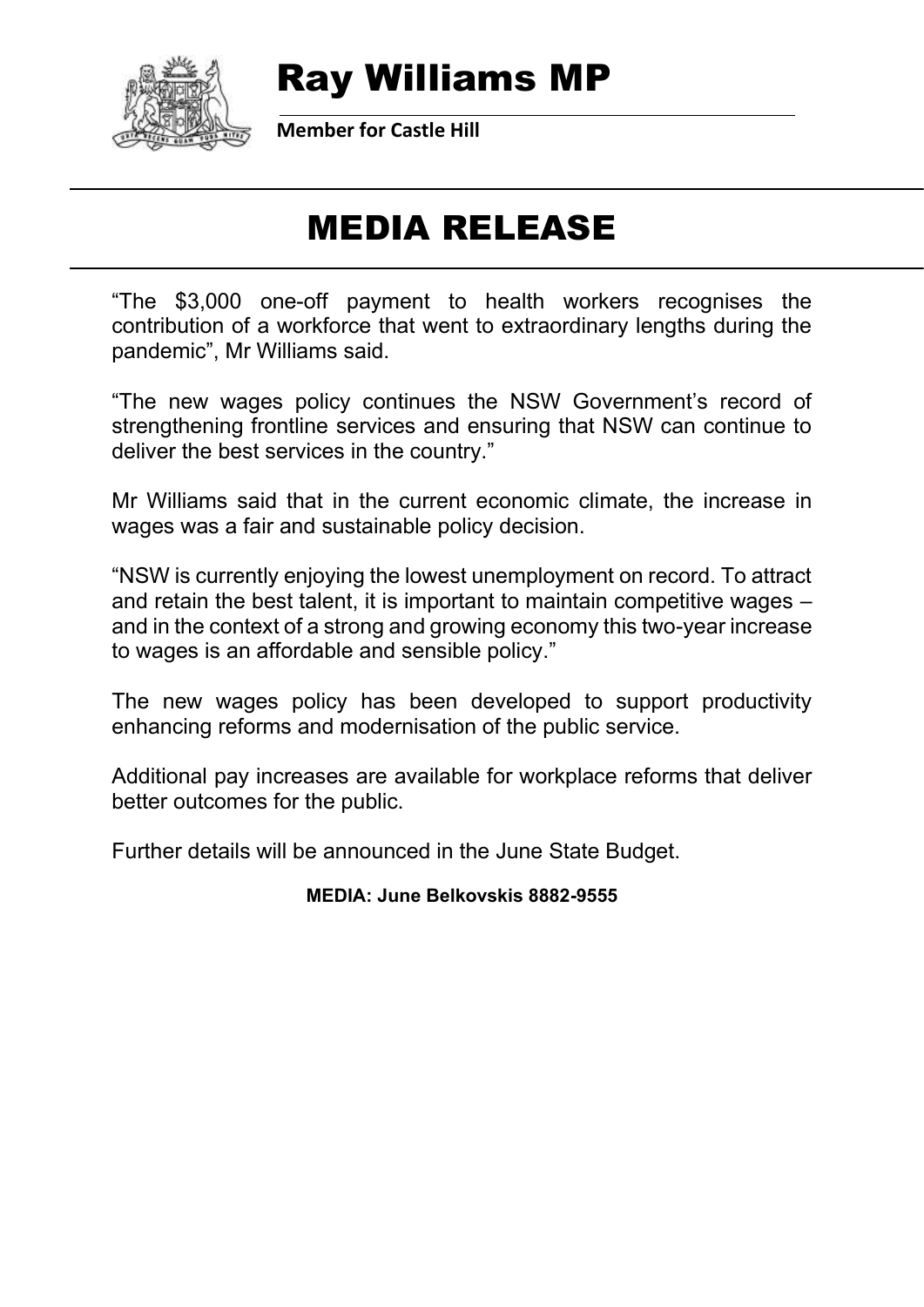# Ray Williams MP

**Member for Castle Hill**

# MEDIA RELEASE

"The $3,000 one-off payment to health workers recognises the contribution of a workforce that went to extraordinary lengths during the pandemic", Mr Williams said.

"The new wages policy continues the NSW Government's record of strengthening frontline services and ensuring that NSW can continue to deliver the best services in the country."

Mr Williams said that in the current economic climate, the increase in wages was a fair and sustainable policy decision.

"NSW is currently enjoying the lowest unemployment on record. To attract and retain the best talent, it is important to maintain competitive wages – and in the context of a strong and growing economy this two-year increase to wages is an affordable and sensible policy."

The new wages policy has been developed to support productivity enhancing reforms and modernisation of the public service.

Additional pay increases are available for workplace reforms that deliver better outcomes for the public.

Further details will be announced in the June State Budget.

**MEDIA: June Belkovskis 8882-9555**